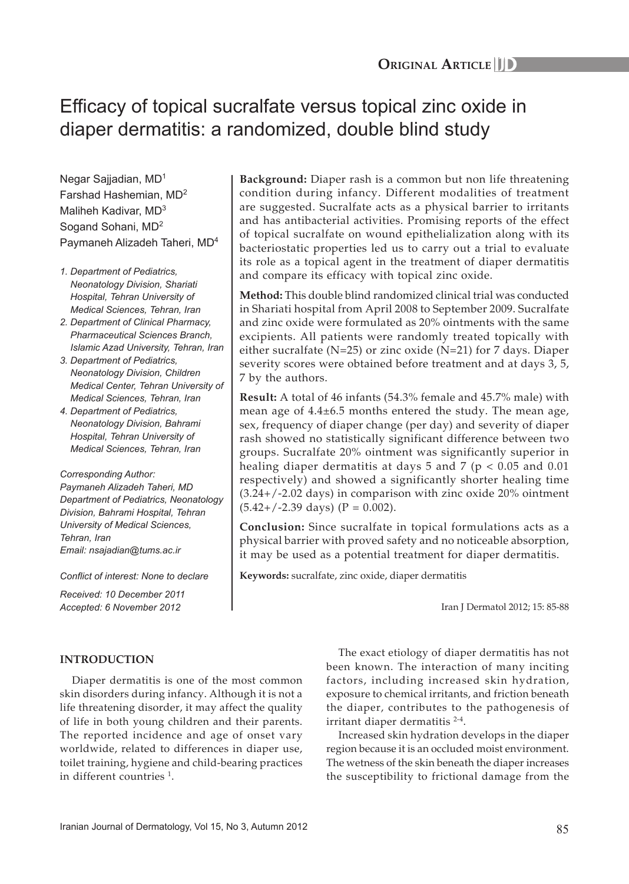ORIGINAL ARTICLE

# Efficacy of topical sucralfate versus topical zinc oxide in diaper dermatitis: a randomized, double blind study

Negar Sajjadian, MD[1]
Farshad Hashemian, MD[2]
Maliheh Kadivar, MD[3]
Sogand Sohani, MD[2]
Paymaneh Alizadeh Taheri, MD[4]

*1. Department of Pediatrics, Neonatology Division, Shariati Hospital, Tehran University of Medical Sciences, Tehran, Iran*
*2. Department of Clinical Pharmacy, Pharmaceutical Sciences Branch, Islamic Azad University, Tehran, Iran*
*3. Department of Pediatrics, Neonatology Division, Children Medical Center, Tehran University of Medical Sciences, Tehran, Iran*
*4. Department of Pediatrics, Neonatology Division, Bahrami Hospital, Tehran University of Medical Sciences, Tehran, Iran*

*Corresponding Author:*
*Paymaneh Alizadeh Taheri, MD*
*Department of Pediatrics, Neonatology Division, Bahrami Hospital, Tehran University of Medical Sciences, Tehran, Iran*
*Email: nsajadian@tums.ac.ir*

*Conflict of interest: None to declare*

*Received: 10 December 2011*
*Accepted: 6 November 2012*

**Background:** Diaper rash is a common but non life threatening condition during infancy. Different modalities of treatment are suggested. Sucralfate acts as a physical barrier to irritants and has antibacterial activities. Promising reports of the effect of topical sucralfate on wound epithelialization along with its bacteriostatic properties led us to carry out a trial to evaluate its role as a topical agent in the treatment of diaper dermatitis and compare its efficacy with topical zinc oxide.

**Method:** This double blind randomized clinical trial was conducted in Shariati hospital from April 2008 to September 2009. Sucralfate and zinc oxide were formulated as 20% ointments with the same excipients. All patients were randomly treated topically with either sucralfate (N=25) or zinc oxide (N=21) for 7 days. Diaper severity scores were obtained before treatment and at days 3, 5, 7 by the authors.

**Result:** A total of 46 infants (54.3% female and 45.7% male) with mean age of 4.4±6.5 months entered the study. The mean age, sex, frequency of diaper change (per day) and severity of diaper rash showed no statistically significant difference between two groups. Sucralfate 20% ointment was significantly superior in healing diaper dermatitis at days 5 and 7 ($p < 0.05$ and 0.01 respectively) and showed a significantly shorter healing time (3.24+/-2.02 days) in comparison with zinc oxide 20% ointment (5.42+/-2.39 days) ($P = 0.002$).

**Conclusion:** Since sucralfate in topical formulations acts as a physical barrier with proved safety and no noticeable absorption, it may be used as a potential treatment for diaper dermatitis.

**Keywords:** sucralfate, zinc oxide, diaper dermatitis

Iran J Dermatol 2012; 15: 85-88

## INTRODUCTION

Diaper dermatitis is one of the most common skin disorders during infancy. Although it is not a life threatening disorder, it may affect the quality of life in both young children and their parents. The reported incidence and age of onset vary worldwide, related to differences in diaper use, toilet training, hygiene and child-bearing practices in different countries [1].

The exact etiology of diaper dermatitis has not been known. The interaction of many inciting factors, including increased skin hydration, exposure to chemical irritants, and friction beneath the diaper, contributes to the pathogenesis of irritant diaper dermatitis [2-4].

Increased skin hydration develops in the diaper region because it is an occluded moist environment. The wetness of the skin beneath the diaper increases the susceptibility to frictional damage from the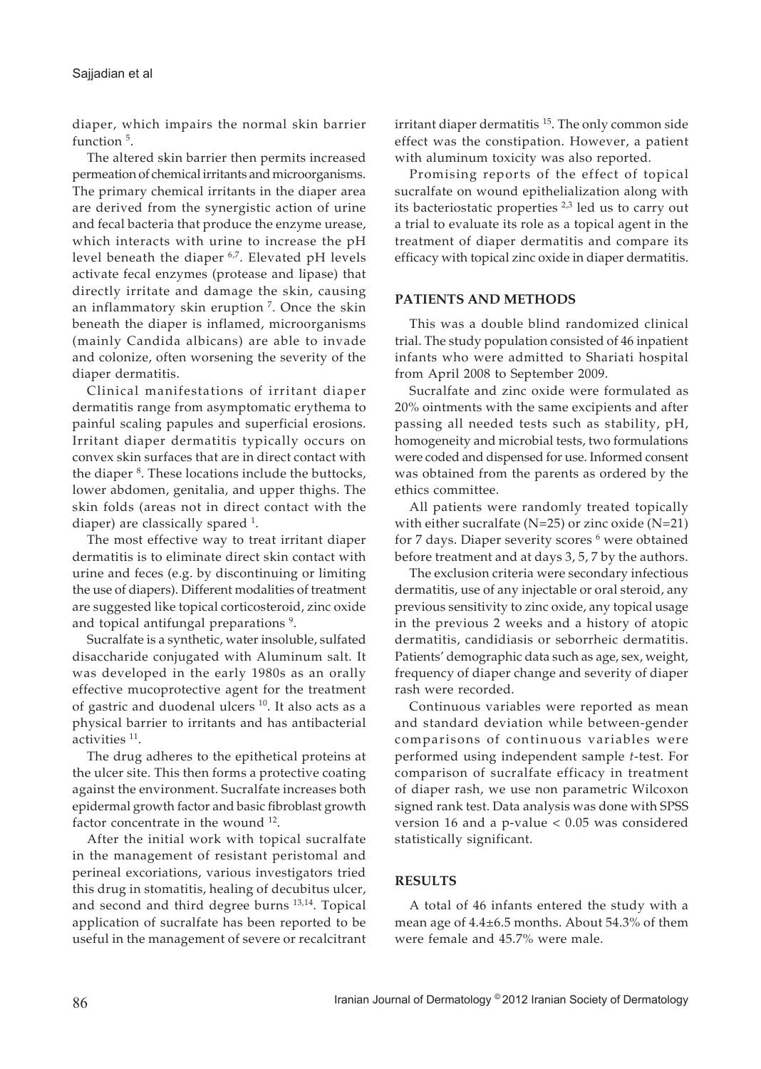diaper, which impairs the normal skin barrier function [5].

The altered skin barrier then permits increased permeation of chemical irritants and microorganisms. The primary chemical irritants in the diaper area are derived from the synergistic action of urine and fecal bacteria that produce the enzyme urease, which interacts with urine to increase the pH level beneath the diaper [6,7]. Elevated pH levels activate fecal enzymes (protease and lipase) that directly irritate and damage the skin, causing an inflammatory skin eruption [7]. Once the skin beneath the diaper is inflamed, microorganisms (mainly Candida albicans) are able to invade and colonize, often worsening the severity of the diaper dermatitis.

Clinical manifestations of irritant diaper dermatitis range from asymptomatic erythema to painful scaling papules and superficial erosions. Irritant diaper dermatitis typically occurs on convex skin surfaces that are in direct contact with the diaper [8]. These locations include the buttocks, lower abdomen, genitalia, and upper thighs. The skin folds (areas not in direct contact with the diaper) are classically spared [1].

The most effective way to treat irritant diaper dermatitis is to eliminate direct skin contact with urine and feces (e.g. by discontinuing or limiting the use of diapers). Different modalities of treatment are suggested like topical corticosteroid, zinc oxide and topical antifungal preparations [9].

Sucralfate is a synthetic, water insoluble, sulfated disaccharide conjugated with Aluminum salt. It was developed in the early 1980s as an orally effective mucoprotective agent for the treatment of gastric and duodenal ulcers [10]. It also acts as a physical barrier to irritants and has antibacterial activities [11].

The drug adheres to the epithetical proteins at the ulcer site. This then forms a protective coating against the environment. Sucralfate increases both epidermal growth factor and basic fibroblast growth factor concentrate in the wound [12].

After the initial work with topical sucralfate in the management of resistant peristomal and perineal excoriations, various investigators tried this drug in stomatitis, healing of decubitus ulcer, and second and third degree burns [13,14]. Topical application of sucralfate has been reported to be useful in the management of severe or recalcitrant irritant diaper dermatitis [15]. The only common side effect was the constipation. However, a patient with aluminum toxicity was also reported.

Promising reports of the effect of topical sucralfate on wound epithelialization along with its bacteriostatic properties [2,3] led us to carry out a trial to evaluate its role as a topical agent in the treatment of diaper dermatitis and compare its efficacy with topical zinc oxide in diaper dermatitis.

## PATIENTS AND METHODS

This was a double blind randomized clinical trial. The study population consisted of 46 inpatient infants who were admitted to Shariati hospital from April 2008 to September 2009.

Sucralfate and zinc oxide were formulated as 20% ointments with the same excipients and after passing all needed tests such as stability, pH, homogeneity and microbial tests, two formulations were coded and dispensed for use. Informed consent was obtained from the parents as ordered by the ethics committee.

All patients were randomly treated topically with either sucralfate (N=25) or zinc oxide (N=21) for 7 days. Diaper severity scores [6] were obtained before treatment and at days 3, 5, 7 by the authors.

The exclusion criteria were secondary infectious dermatitis, use of any injectable or oral steroid, any previous sensitivity to zinc oxide, any topical usage in the previous 2 weeks and a history of atopic dermatitis, candidiasis or seborrheic dermatitis. Patients' demographic data such as age, sex, weight, frequency of diaper change and severity of diaper rash were recorded.

Continuous variables were reported as mean and standard deviation while between-gender comparisons of continuous variables were performed using independent sample *t*-test. For comparison of sucralfate efficacy in treatment of diaper rash, we use non parametric Wilcoxon signed rank test. Data analysis was done with SPSS version 16 and a p-value $< 0.05$ was considered statistically significant.

## RESULTS

A total of 46 infants entered the study with a mean age of 4.4±6.5 months. About 54.3% of them were female and 45.7% were male.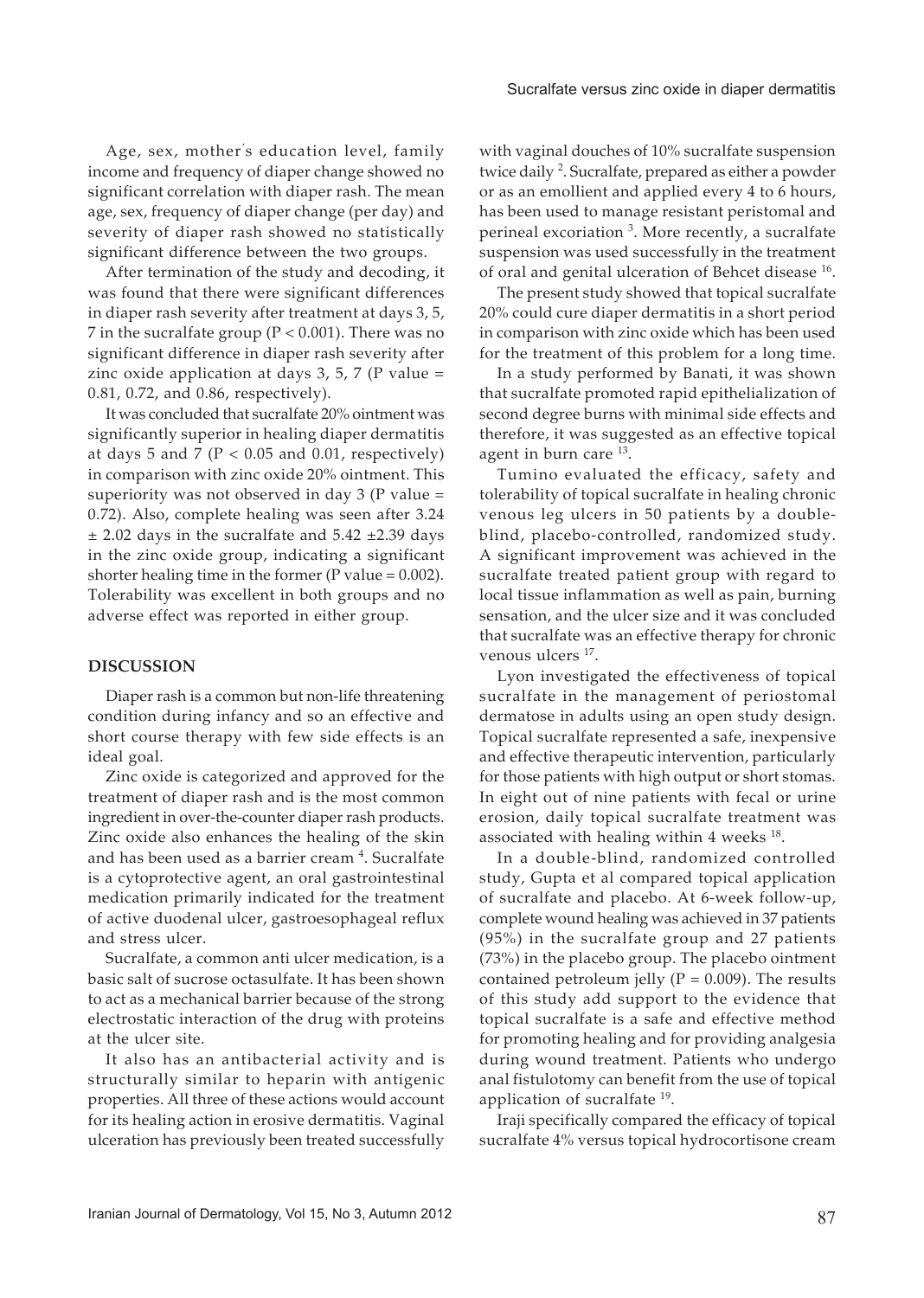Age, sex, mother's education level, family income and frequency of diaper change showed no significant correlation with diaper rash. The mean age, sex, frequency of diaper change (per day) and severity of diaper rash showed no statistically significant difference between the two groups.

After termination of the study and decoding, it was found that there were significant differences in diaper rash severity after treatment at days 3, 5, 7 in the sucralfate group ($P < 0.001$). There was no significant difference in diaper rash severity after zinc oxide application at days 3, 5, 7 (P value = 0.81, 0.72, and 0.86, respectively).

It was concluded that sucralfate 20% ointment was significantly superior in healing diaper dermatitis at days 5 and 7 ($P < 0.05$ and 0.01, respectively) in comparison with zinc oxide 20% ointment. This superiority was not observed in day 3 (P value = 0.72). Also, complete healing was seen after 3.24 $\pm$ 2.02 days in the sucralfate and 5.42 $\pm$2.39 days in the zinc oxide group, indicating a significant shorter healing time in the former (P value = 0.002). Tolerability was excellent in both groups and no adverse effect was reported in either group.

## DISCUSSION

Diaper rash is a common but non-life threatening condition during infancy and so an effective and short course therapy with few side effects is an ideal goal.

Zinc oxide is categorized and approved for the treatment of diaper rash and is the most common ingredient in over-the-counter diaper rash products. Zinc oxide also enhances the healing of the skin and has been used as a barrier cream [4]. Sucralfate is a cytoprotective agent, an oral gastrointestinal medication primarily indicated for the treatment of active duodenal ulcer, gastroesophageal reflux and stress ulcer.

Sucralfate, a common anti ulcer medication, is a basic salt of sucrose octasulfate. It has been shown to act as a mechanical barrier because of the strong electrostatic interaction of the drug with proteins at the ulcer site.

It also has an antibacterial activity and is structurally similar to heparin with antigenic properties. All three of these actions would account for its healing action in erosive dermatitis. Vaginal ulceration has previously been treated successfully with vaginal douches of 10% sucralfate suspension twice daily [2]. Sucralfate, prepared as either a powder or as an emollient and applied every 4 to 6 hours, has been used to manage resistant peristomal and perineal excoriation [3]. More recently, a sucralfate suspension was used successfully in the treatment of oral and genital ulceration of Behcet disease [16].

The present study showed that topical sucralfate 20% could cure diaper dermatitis in a short period in comparison with zinc oxide which has been used for the treatment of this problem for a long time.

In a study performed by Banati, it was shown that sucralfate promoted rapid epithelialization of second degree burns with minimal side effects and therefore, it was suggested as an effective topical agent in burn care [13].

Tumino evaluated the efficacy, safety and tolerability of topical sucralfate in healing chronic venous leg ulcers in 50 patients by a double-blind, placebo-controlled, randomized study. A significant improvement was achieved in the sucralfate treated patient group with regard to local tissue inflammation as well as pain, burning sensation, and the ulcer size and it was concluded that sucralfate was an effective therapy for chronic venous ulcers [17].

Lyon investigated the effectiveness of topical sucralfate in the management of periostomal dermatose in adults using an open study design. Topical sucralfate represented a safe, inexpensive and effective therapeutic intervention, particularly for those patients with high output or short stomas. In eight out of nine patients with fecal or urine erosion, daily topical sucralfate treatment was associated with healing within 4 weeks [18].

In a double-blind, randomized controlled study, Gupta et al compared topical application of sucralfate and placebo. At 6-week follow-up, complete wound healing was achieved in 37 patients (95%) in the sucralfate group and 27 patients (73%) in the placebo group. The placebo ointment contained petroleum jelly ($P = 0.009$). The results of this study add support to the evidence that topical sucralfate is a safe and effective method for promoting healing and for providing analgesia during wound treatment. Patients who undergo anal fistulotomy can benefit from the use of topical application of sucralfate [19].

Iraji specifically compared the efficacy of topical sucralfate 4% versus topical hydrocortisone cream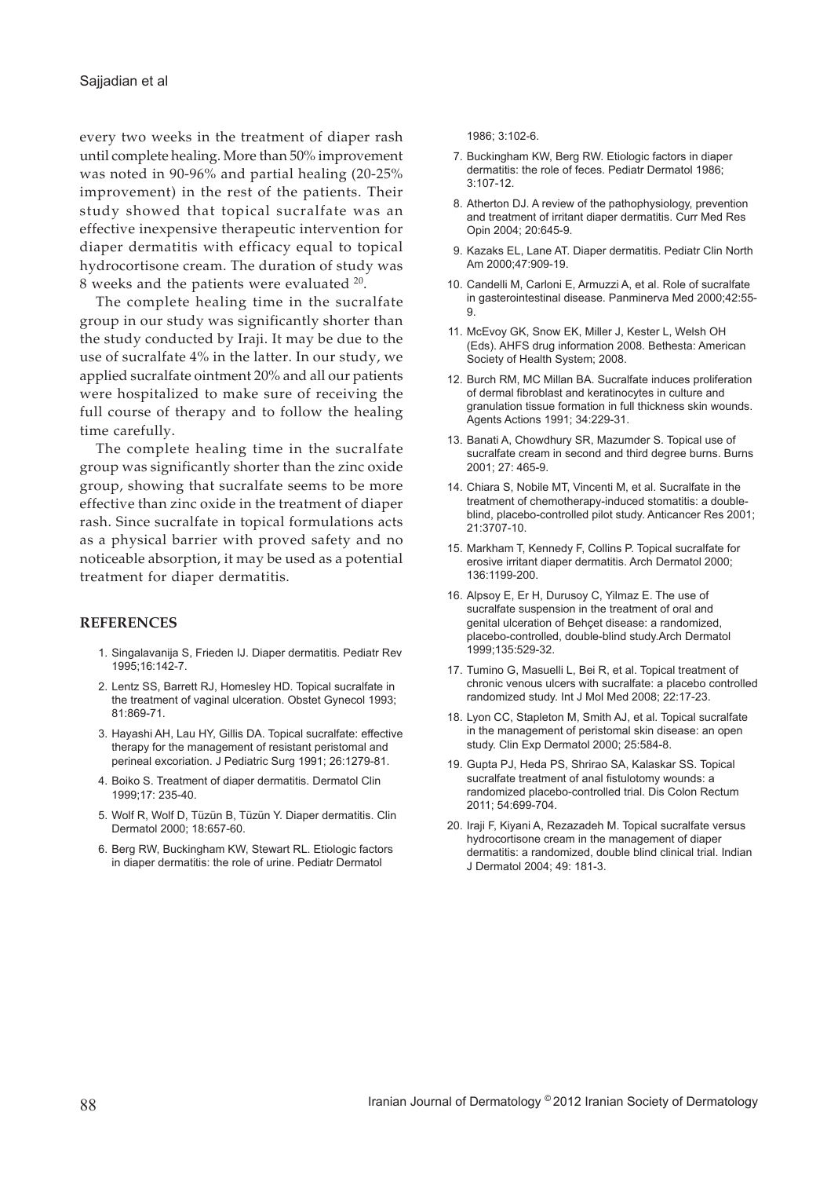every two weeks in the treatment of diaper rash until complete healing. More than 50% improvement was noted in 90-96% and partial healing (20-25% improvement) in the rest of the patients. Their study showed that topical sucralfate was an effective inexpensive therapeutic intervention for diaper dermatitis with efficacy equal to topical hydrocortisone cream. The duration of study was 8 weeks and the patients were evaluated [20].

The complete healing time in the sucralfate group in our study was significantly shorter than the study conducted by Iraji. It may be due to the use of sucralfate 4% in the latter. In our study, we applied sucralfate ointment 20% and all our patients were hospitalized to make sure of receiving the full course of therapy and to follow the healing time carefully.

The complete healing time in the sucralfate group was significantly shorter than the zinc oxide group, showing that sucralfate seems to be more effective than zinc oxide in the treatment of diaper rash. Since sucralfate in topical formulations acts as a physical barrier with proved safety and no noticeable absorption, it may be used as a potential treatment for diaper dermatitis.

## REFERENCES

1. Singalavanija S, Frieden IJ. Diaper dermatitis. Pediatr Rev 1995;16:142-7.
2. Lentz SS, Barrett RJ, Homesley HD. Topical sucralfate in the treatment of vaginal ulceration. Obstet Gynecol 1993; 81:869-71.
3. Hayashi AH, Lau HY, Gillis DA. Topical sucralfate: effective therapy for the management of resistant peristomal and perineal excoriation. J Pediatric Surg 1991; 26:1279-81.
4. Boiko S. Treatment of diaper dermatitis. Dermatol Clin 1999;17: 235-40.
5. Wolf R, Wolf D, Tüzün B, Tüzün Y. Diaper dermatitis. Clin Dermatol 2000; 18:657-60.
6. Berg RW, Buckingham KW, Stewart RL. Etiologic factors in diaper dermatitis: the role of urine. Pediatr Dermatol 1986; 3:102-6.
7. Buckingham KW, Berg RW. Etiologic factors in diaper dermatitis: the role of feces. Pediatr Dermatol 1986; 3:107-12.
8. Atherton DJ. A review of the pathophysiology, prevention and treatment of irritant diaper dermatitis. Curr Med Res Opin 2004; 20:645-9.
9. Kazaks EL, Lane AT. Diaper dermatitis. Pediatr Clin North Am 2000;47:909-19.
10. Candelli M, Carloni E, Armuzzi A, et al. Role of sucralfate in gasterointestinal disease. Panminerva Med 2000;42:55-9.
11. McEvoy GK, Snow EK, Miller J, Kester L, Welsh OH (Eds). AHFS drug information 2008. Bethesta: American Society of Health System; 2008.
12. Burch RM, MC Millan BA. Sucralfate induces proliferation of dermal fibroblast and keratinocytes in culture and granulation tissue formation in full thickness skin wounds. Agents Actions 1991; 34:229-31.
13. Banati A, Chowdhury SR, Mazumder S. Topical use of sucralfate cream in second and third degree burns. Burns 2001; 27: 465-9.
14. Chiara S, Nobile MT, Vincenti M, et al. Sucralfate in the treatment of chemotherapy-induced stomatitis: a double-blind, placebo-controlled pilot study. Anticancer Res 2001; 21:3707-10.
15. Markham T, Kennedy F, Collins P. Topical sucralfate for erosive irritant diaper dermatitis. Arch Dermatol 2000; 136:1199-200.
16. Alpsoy E, Er H, Durusoy C, Yilmaz E. The use of sucralfate suspension in the treatment of oral and genital ulceration of Behçet disease: a randomized, placebo-controlled, double-blind study.Arch Dermatol 1999;135:529-32.
17. Tumino G, Masuelli L, Bei R, et al. Topical treatment of chronic venous ulcers with sucralfate: a placebo controlled randomized study. Int J Mol Med 2008; 22:17-23.
18. Lyon CC, Stapleton M, Smith AJ, et al. Topical sucralfate in the management of peristomal skin disease: an open study. Clin Exp Dermatol 2000; 25:584-8.
19. Gupta PJ, Heda PS, Shrirao SA, Kalaskar SS. Topical sucralfate treatment of anal fistulotomy wounds: a randomized placebo-controlled trial. Dis Colon Rectum 2011; 54:699-704.
20. Iraji F, Kiyani A, Rezazadeh M. Topical sucralfate versus hydrocortisone cream in the management of diaper dermatitis: a randomized, double blind clinical trial. Indian J Dermatol 2004; 49: 181-3.